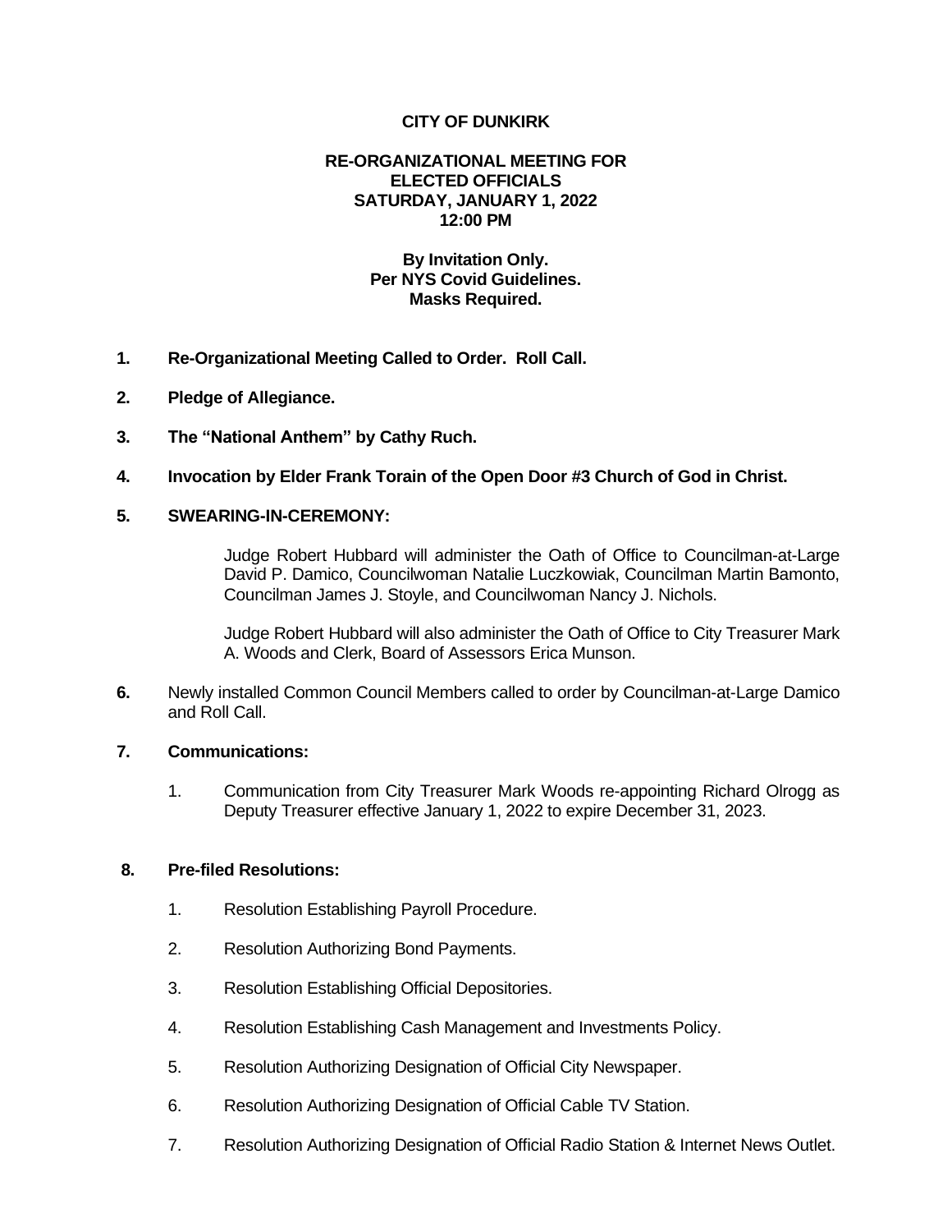**CITY OF DUNKIRK**

**RE-ORGANIZATIONAL MEETING FOR ELECTED OFFICIALS SATURDAY, JANUARY 1, 2022 12:00 PM**

**By Invitation Only. Per NYS Covid Guidelines. Masks Required.**

1. **Re-Organizational Meeting Called to Order. Roll Call.**

2. **Pledge of Allegiance.**

3. **The "National Anthem" by Cathy Ruch.**

4. **Invocation by Elder Frank Torain of the Open Door #3 Church of God in Christ.**

5. **SWEARING-IN-CEREMONY:**

   Judge Robert Hubbard will administer the Oath of Office to Councilman-at-Large David P. Damico, Councilwoman Natalie Luczkowiak, Councilman Martin Bamonto, Councilman James J. Stoyle, and Councilwoman Nancy J. Nichols.

   Judge Robert Hubbard will also administer the Oath of Office to City Treasurer Mark A. Woods and Clerk, Board of Assessors Erica Munson.

6. Newly installed Common Council Members called to order by Councilman-at-Large Damico and Roll Call.

7. **Communications:**

   1. Communication from City Treasurer Mark Woods re-appointing Richard Olrogg as Deputy Treasurer effective January 1, 2022 to expire December 31, 2023.

8. **Pre-filed Resolutions:**

   1. Resolution Establishing Payroll Procedure.
   2. Resolution Authorizing Bond Payments.
   3. Resolution Establishing Official Depositories.
   4. Resolution Establishing Cash Management and Investments Policy.
   5. Resolution Authorizing Designation of Official City Newspaper.
   6. Resolution Authorizing Designation of Official Cable TV Station.
   7. Resolution Authorizing Designation of Official Radio Station & Internet News Outlet.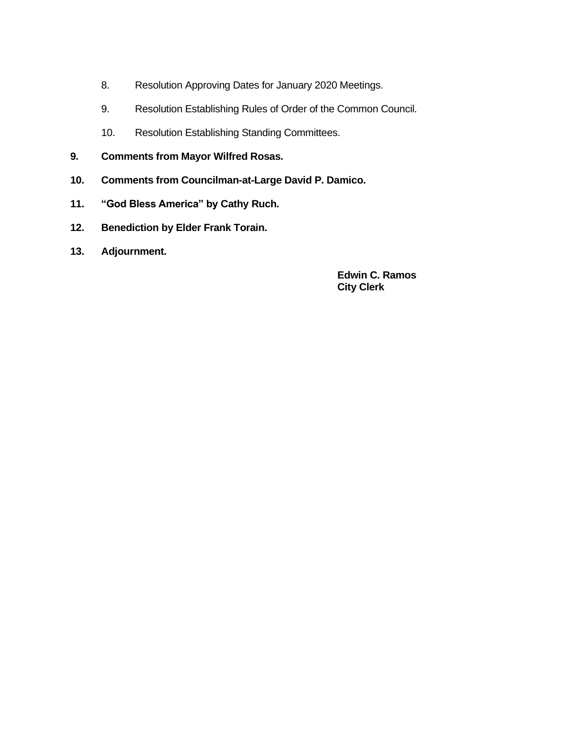8. Resolution Approving Dates for January 2020 Meetings.

9. Resolution Establishing Rules of Order of the Common Council.

10. Resolution Establishing Standing Committees.

**9. Comments from Mayor Wilfred Rosas.**

**10. Comments from Councilman-at-Large David P. Damico.**

**11. "God Bless America" by Cathy Ruch.**

**12. Benediction by Elder Frank Torain.**

**13. Adjournment.**

**Edwin C. Ramos**
**City Clerk**